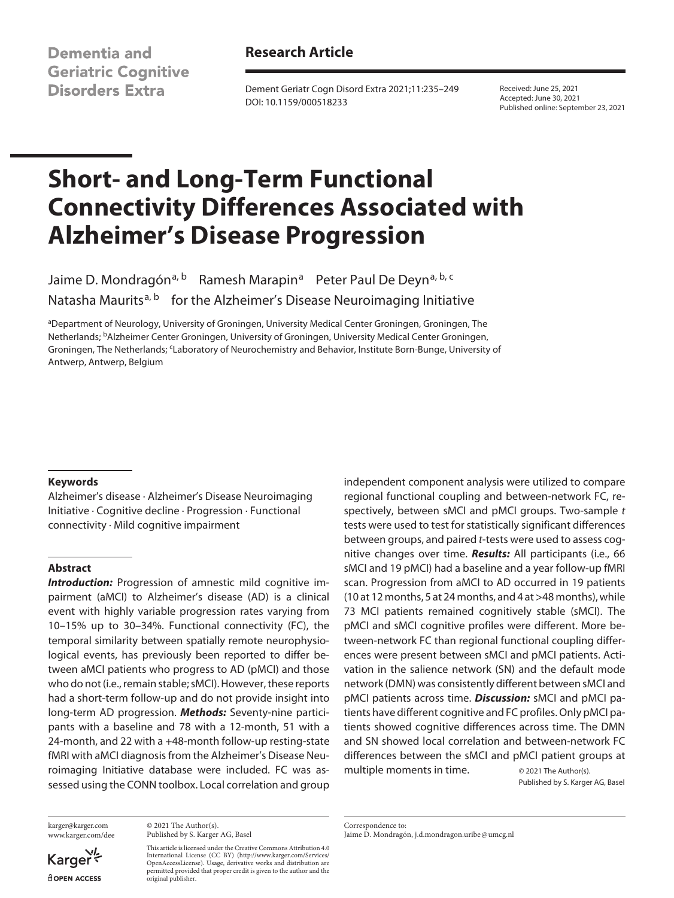Dementia and Geriatric Cognitive Disorders Extra

**Research Article**

Dement Geriatr Cogn Disord Extra 2021;11:235–249
DOI: 10.1159/000518233

Received: June 25, 2021
Accepted: June 30, 2021
Published online: September 23, 2021

# Short- and Long-Term Functional Connectivity Differences Associated with Alzheimer's Disease Progression

Jaime D. Mondragón[a, b] Ramesh Marapin[a] Peter Paul De Deyn[a, b, c] Natasha Maurits[a, b] for the Alzheimer's Disease Neuroimaging Initiative

[a]Department of Neurology, University of Groningen, University Medical Center Groningen, Groningen, The Netherlands; [b]Alzheimer Center Groningen, University of Groningen, University Medical Center Groningen, Groningen, The Netherlands; [c]Laboratory of Neurochemistry and Behavior, Institute Born-Bunge, University of Antwerp, Antwerp, Belgium

### Keywords

Alzheimer's disease · Alzheimer's Disease Neuroimaging Initiative · Cognitive decline · Progression · Functional connectivity · Mild cognitive impairment

### Abstract

***Introduction:*** Progression of amnestic mild cognitive impairment (aMCI) to Alzheimer's disease (AD) is a clinical event with highly variable progression rates varying from 10–15% up to 30–34%. Functional connectivity (FC), the temporal similarity between spatially remote neurophysiological events, has previously been reported to differ between aMCI patients who progress to AD (pMCI) and those who do not (i.e., remain stable; sMCI). However, these reports had a short-term follow-up and do not provide insight into long-term AD progression. ***Methods:*** Seventy-nine participants with a baseline and 78 with a 12-month, 51 with a 24-month, and 22 with a +48-month follow-up resting-state fMRI with aMCI diagnosis from the Alzheimer's Disease Neuroimaging Initiative database were included. FC was assessed using the CONN toolbox. Local correlation and group independent component analysis were utilized to compare regional functional coupling and between-network FC, respectively, between sMCI and pMCI groups. Two-sample *t* tests were used to test for statistically significant differences between groups, and paired *t*-tests were used to assess cognitive changes over time. ***Results:*** All participants (i.e., 66 sMCI and 19 pMCI) had a baseline and a year follow-up fMRI scan. Progression from aMCI to AD occurred in 19 patients (10 at 12 months, 5 at 24 months, and 4 at >48 months), while 73 MCI patients remained cognitively stable (sMCI). The pMCI and sMCI cognitive profiles were different. More between-network FC than regional functional coupling differences were present between sMCI and pMCI patients. Activation in the salience network (SN) and the default mode network (DMN) was consistently different between sMCI and pMCI patients across time. ***Discussion:*** sMCI and pMCI patients have different cognitive and FC profiles. Only pMCI patients showed cognitive differences across time. The DMN and SN showed local correlation and between-network FC differences between the sMCI and pMCI patient groups at multiple moments in time.

© 2021 The Author(s).
Published by S. Karger AG, Basel

karger@karger.com
www.karger.com/dee

© 2021 The Author(s).
Published by S. Karger AG, Basel

This article is licensed under the Creative Commons Attribution 4.0 International License (CC BY) (http://www.karger.com/Services/OpenAccessLicense). Usage, derivative works and distribution are permitted provided that proper credit is given to the author and the original publisher.

Correspondence to:
Jaime D. Mondragón, j.d.mondragon.uribe@umcg.nl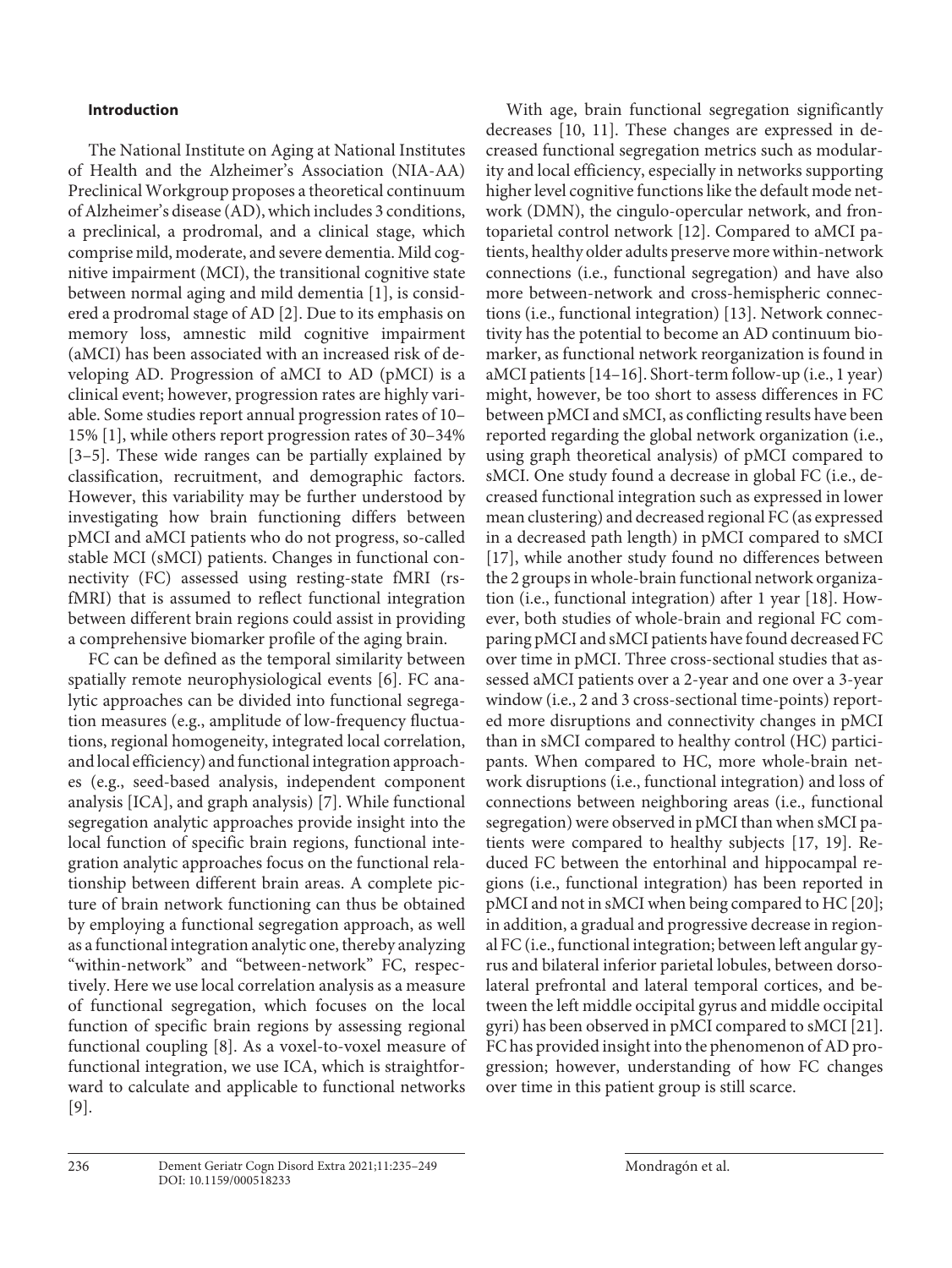## Introduction

The National Institute on Aging at National Institutes of Health and the Alzheimer's Association (NIA-AA) Preclinical Workgroup proposes a theoretical continuum of Alzheimer's disease (AD), which includes 3 conditions, a preclinical, a prodromal, and a clinical stage, which comprise mild, moderate, and severe dementia. Mild cognitive impairment (MCI), the transitional cognitive state between normal aging and mild dementia [1], is considered a prodromal stage of AD [2]. Due to its emphasis on memory loss, amnestic mild cognitive impairment (aMCI) has been associated with an increased risk of developing AD. Progression of aMCI to AD (pMCI) is a clinical event; however, progression rates are highly variable. Some studies report annual progression rates of 10–15% [1], while others report progression rates of 30–34% [3–5]. These wide ranges can be partially explained by classification, recruitment, and demographic factors. However, this variability may be further understood by investigating how brain functioning differs between pMCI and aMCI patients who do not progress, so-called stable MCI (sMCI) patients. Changes in functional connectivity (FC) assessed using resting-state fMRI (rs-fMRI) that is assumed to reflect functional integration between different brain regions could assist in providing a comprehensive biomarker profile of the aging brain.

FC can be defined as the temporal similarity between spatially remote neurophysiological events [6]. FC analytic approaches can be divided into functional segregation measures (e.g., amplitude of low-frequency fluctuations, regional homogeneity, integrated local correlation, and local efficiency) and functional integration approaches (e.g., seed-based analysis, independent component analysis [ICA], and graph analysis) [7]. While functional segregation analytic approaches provide insight into the local function of specific brain regions, functional integration analytic approaches focus on the functional relationship between different brain areas. A complete picture of brain network functioning can thus be obtained by employing a functional segregation approach, as well as a functional integration analytic one, thereby analyzing "within-network" and "between-network" FC, respectively. Here we use local correlation analysis as a measure of functional segregation, which focuses on the local function of specific brain regions by assessing regional functional coupling [8]. As a voxel-to-voxel measure of functional integration, we use ICA, which is straightforward to calculate and applicable to functional networks [9].

With age, brain functional segregation significantly decreases [10, 11]. These changes are expressed in decreased functional segregation metrics such as modularity and local efficiency, especially in networks supporting higher level cognitive functions like the default mode network (DMN), the cingulo-opercular network, and frontoparietal control network [12]. Compared to aMCI patients, healthy older adults preserve more within-network connections (i.e., functional segregation) and have also more between-network and cross-hemispheric connections (i.e., functional integration) [13]. Network connectivity has the potential to become an AD continuum biomarker, as functional network reorganization is found in aMCI patients [14–16]. Short-term follow-up (i.e., 1 year) might, however, be too short to assess differences in FC between pMCI and sMCI, as conflicting results have been reported regarding the global network organization (i.e., using graph theoretical analysis) of pMCI compared to sMCI. One study found a decrease in global FC (i.e., decreased functional integration such as expressed in lower mean clustering) and decreased regional FC (as expressed in a decreased path length) in pMCI compared to sMCI [17], while another study found no differences between the 2 groups in whole-brain functional network organization (i.e., functional integration) after 1 year [18]. However, both studies of whole-brain and regional FC comparing pMCI and sMCI patients have found decreased FC over time in pMCI. Three cross-sectional studies that assessed aMCI patients over a 2-year and one over a 3-year window (i.e., 2 and 3 cross-sectional time-points) reported more disruptions and connectivity changes in pMCI than in sMCI compared to healthy control (HC) participants. When compared to HC, more whole-brain network disruptions (i.e., functional integration) and loss of connections between neighboring areas (i.e., functional segregation) were observed in pMCI than when sMCI patients were compared to healthy subjects [17, 19]. Reduced FC between the entorhinal and hippocampal regions (i.e., functional integration) has been reported in pMCI and not in sMCI when being compared to HC [20]; in addition, a gradual and progressive decrease in regional FC (i.e., functional integration; between left angular gyrus and bilateral inferior parietal lobules, between dorsolateral prefrontal and lateral temporal cortices, and between the left middle occipital gyrus and middle occipital gyri) has been observed in pMCI compared to sMCI [21]. FC has provided insight into the phenomenon of AD progression; however, understanding of how FC changes over time in this patient group is still scarce.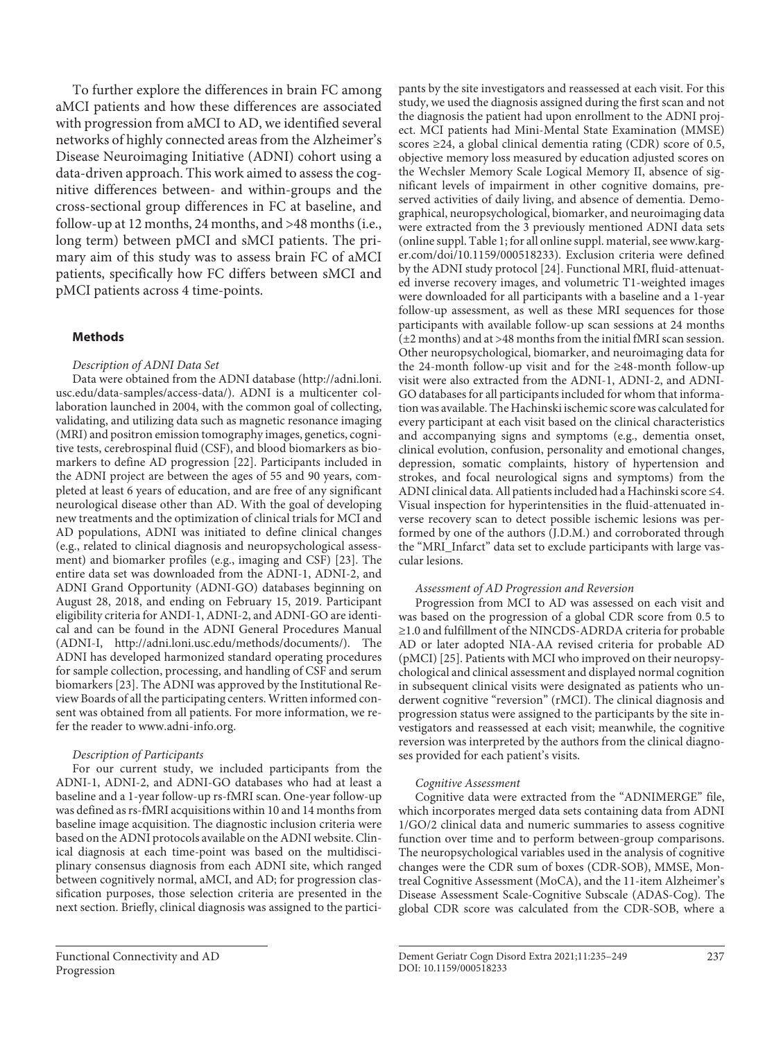To further explore the differences in brain FC among aMCI patients and how these differences are associated with progression from aMCI to AD, we identified several networks of highly connected areas from the Alzheimer's Disease Neuroimaging Initiative (ADNI) cohort using a data-driven approach. This work aimed to assess the cognitive differences between- and within-groups and the cross-sectional group differences in FC at baseline, and follow-up at 12 months, 24 months, and >48 months (i.e., long term) between pMCI and sMCI patients. The primary aim of this study was to assess brain FC of aMCI patients, specifically how FC differs between sMCI and pMCI patients across 4 time-points.

## Methods

### *Description of ADNI Data Set*

Data were obtained from the ADNI database (http://adni.loni.usc.edu/data-samples/access-data/). ADNI is a multicenter collaboration launched in 2004, with the common goal of collecting, validating, and utilizing data such as magnetic resonance imaging (MRI) and positron emission tomography images, genetics, cognitive tests, cerebrospinal fluid (CSF), and blood biomarkers as biomarkers to define AD progression [22]. Participants included in the ADNI project are between the ages of 55 and 90 years, completed at least 6 years of education, and are free of any significant neurological disease other than AD. With the goal of developing new treatments and the optimization of clinical trials for MCI and AD populations, ADNI was initiated to define clinical changes (e.g., related to clinical diagnosis and neuropsychological assessment) and biomarker profiles (e.g., imaging and CSF) [23]. The entire data set was downloaded from the ADNI-1, ADNI-2, and ADNI Grand Opportunity (ADNI-GO) databases beginning on August 28, 2018, and ending on February 15, 2019. Participant eligibility criteria for ANDI-1, ADNI-2, and ADNI-GO are identical and can be found in the ADNI General Procedures Manual (ADNI-I, http://adni.loni.usc.edu/methods/documents/). The ADNI has developed harmonized standard operating procedures for sample collection, processing, and handling of CSF and serum biomarkers [23]. The ADNI was approved by the Institutional Review Boards of all the participating centers. Written informed consent was obtained from all patients. For more information, we refer the reader to www.adni-info.org.

### *Description of Participants*

For our current study, we included participants from the ADNI-1, ADNI-2, and ADNI-GO databases who had at least a baseline and a 1-year follow-up rs-fMRI scan. One-year follow-up was defined as rs-fMRI acquisitions within 10 and 14 months from baseline image acquisition. The diagnostic inclusion criteria were based on the ADNI protocols available on the ADNI website. Clinical diagnosis at each time-point was based on the multidisciplinary consensus diagnosis from each ADNI site, which ranged between cognitively normal, aMCI, and AD; for progression classification purposes, those selection criteria are presented in the next section. Briefly, clinical diagnosis was assigned to the participants by the site investigators and reassessed at each visit. For this study, we used the diagnosis assigned during the first scan and not the diagnosis the patient had upon enrollment to the ADNI project. MCI patients had Mini-Mental State Examination (MMSE) scores ≥24, a global clinical dementia rating (CDR) score of 0.5, objective memory loss measured by education adjusted scores on the Wechsler Memory Scale Logical Memory II, absence of significant levels of impairment in other cognitive domains, preserved activities of daily living, and absence of dementia. Demographical, neuropsychological, biomarker, and neuroimaging data were extracted from the 3 previously mentioned ADNI data sets (online suppl. Table 1; for all online suppl. material, see www.karger.com/doi/10.1159/000518233). Exclusion criteria were defined by the ADNI study protocol [24]. Functional MRI, fluid-attenuated inverse recovery images, and volumetric T1-weighted images were downloaded for all participants with a baseline and a 1-year follow-up assessment, as well as these MRI sequences for those participants with available follow-up scan sessions at 24 months (±2 months) and at >48 months from the initial fMRI scan session. Other neuropsychological, biomarker, and neuroimaging data for the 24-month follow-up visit and for the ≥48-month follow-up visit were also extracted from the ADNI-1, ADNI-2, and ADNI-GO databases for all participants included for whom that information was available. The Hachinski ischemic score was calculated for every participant at each visit based on the clinical characteristics and accompanying signs and symptoms (e.g., dementia onset, clinical evolution, confusion, personality and emotional changes, depression, somatic complaints, history of hypertension and strokes, and focal neurological signs and symptoms) from the ADNI clinical data. All patients included had a Hachinski score ≤4. Visual inspection for hyperintensities in the fluid-attenuated inverse recovery scan to detect possible ischemic lesions was performed by one of the authors (J.D.M.) and corroborated through the "MRI_Infarct" data set to exclude participants with large vascular lesions.

### *Assessment of AD Progression and Reversion*

Progression from MCI to AD was assessed on each visit and was based on the progression of a global CDR score from 0.5 to ≥1.0 and fulfillment of the NINCDS-ADRDA criteria for probable AD or later adopted NIA-AA revised criteria for probable AD (pMCI) [25]. Patients with MCI who improved on their neuropsychological and clinical assessment and displayed normal cognition in subsequent clinical visits were designated as patients who underwent cognitive "reversion" (rMCI). The clinical diagnosis and progression status were assigned to the participants by the site investigators and reassessed at each visit; meanwhile, the cognitive reversion was interpreted by the authors from the clinical diagnoses provided for each patient's visits.

### *Cognitive Assessment*

Cognitive data were extracted from the "ADNIMERGE" file, which incorporates merged data sets containing data from ADNI 1/GO/2 clinical data and numeric summaries to assess cognitive function over time and to perform between-group comparisons. The neuropsychological variables used in the analysis of cognitive changes were the CDR sum of boxes (CDR-SOB), MMSE, Montreal Cognitive Assessment (MoCA), and the 11-item Alzheimer's Disease Assessment Scale-Cognitive Subscale (ADAS-Cog). The global CDR score was calculated from the CDR-SOB, where a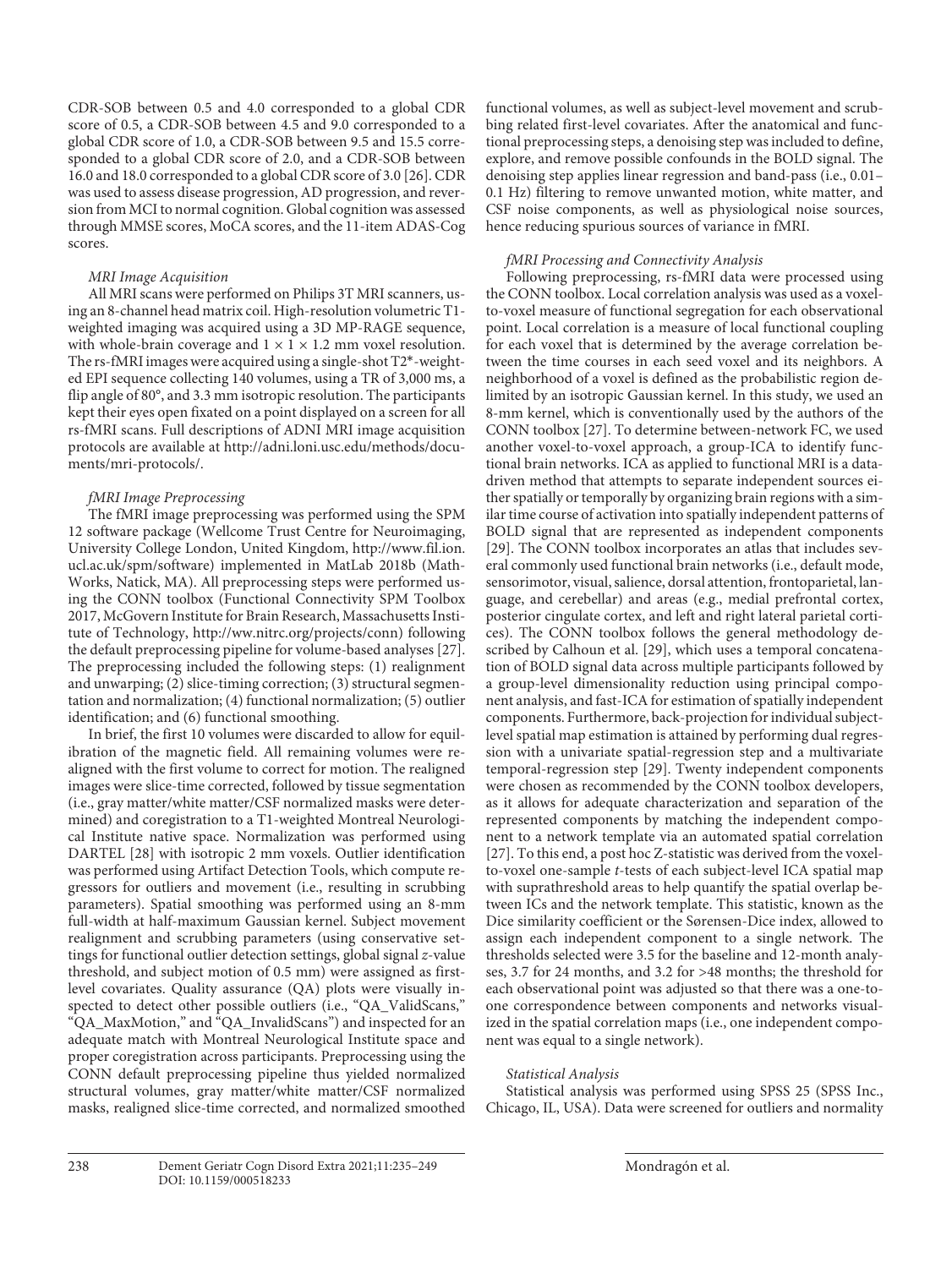CDR-SOB between 0.5 and 4.0 corresponded to a global CDR score of 0.5, a CDR-SOB between 4.5 and 9.0 corresponded to a global CDR score of 1.0, a CDR-SOB between 9.5 and 15.5 corresponded to a global CDR score of 2.0, and a CDR-SOB between 16.0 and 18.0 corresponded to a global CDR score of 3.0 [26]. CDR was used to assess disease progression, AD progression, and reversion from MCI to normal cognition. Global cognition was assessed through MMSE scores, MoCA scores, and the 11-item ADAS-Cog scores.

*MRI Image Acquisition*

All MRI scans were performed on Philips 3T MRI scanners, using an 8-channel head matrix coil. High-resolution volumetric T1-weighted imaging was acquired using a 3D MP-RAGE sequence, with whole-brain coverage and 1 × 1 × 1.2 mm voxel resolution. The rs-fMRI images were acquired using a single-shot T2*-weighted EPI sequence collecting 140 volumes, using a TR of 3,000 ms, a flip angle of 80°, and 3.3 mm isotropic resolution. The participants kept their eyes open fixated on a point displayed on a screen for all rs-fMRI scans. Full descriptions of ADNI MRI image acquisition protocols are available at http://adni.loni.usc.edu/methods/documents/mri-protocols/.

*fMRI Image Preprocessing*

The fMRI image preprocessing was performed using the SPM 12 software package (Wellcome Trust Centre for Neuroimaging, University College London, United Kingdom, http://www.fil.ion.ucl.ac.uk/spm/software) implemented in MatLab 2018b (MathWorks, Natick, MA). All preprocessing steps were performed using the CONN toolbox (Functional Connectivity SPM Toolbox 2017, McGovern Institute for Brain Research, Massachusetts Institute of Technology, http://ww.nitrc.org/projects/conn) following the default preprocessing pipeline for volume-based analyses [27]. The preprocessing included the following steps: (1) realignment and unwarping; (2) slice-timing correction; (3) structural segmentation and normalization; (4) functional normalization; (5) outlier identification; and (6) functional smoothing.

In brief, the first 10 volumes were discarded to allow for equilibration of the magnetic field. All remaining volumes were realigned with the first volume to correct for motion. The realigned images were slice-time corrected, followed by tissue segmentation (i.e., gray matter/white matter/CSF normalized masks were determined) and coregistration to a T1-weighted Montreal Neurological Institute native space. Normalization was performed using DARTEL [28] with isotropic 2 mm voxels. Outlier identification was performed using Artifact Detection Tools, which compute regressors for outliers and movement (i.e., resulting in scrubbing parameters). Spatial smoothing was performed using an 8-mm full-width at half-maximum Gaussian kernel. Subject movement realignment and scrubbing parameters (using conservative settings for functional outlier detection settings, global signal *z*-value threshold, and subject motion of 0.5 mm) were assigned as first-level covariates. Quality assurance (QA) plots were visually inspected to detect other possible outliers (i.e., "QA_ValidScans," "QA_MaxMotion," and "QA_InvalidScans") and inspected for an adequate match with Montreal Neurological Institute space and proper coregistration across participants. Preprocessing using the CONN default preprocessing pipeline thus yielded normalized structural volumes, gray matter/white matter/CSF normalized masks, realigned slice-time corrected, and normalized smoothed functional volumes, as well as subject-level movement and scrubbing related first-level covariates. After the anatomical and functional preprocessing steps, a denoising step was included to define, explore, and remove possible confounds in the BOLD signal. The denoising step applies linear regression and band-pass (i.e., 0.01–0.1 Hz) filtering to remove unwanted motion, white matter, and CSF noise components, as well as physiological noise sources, hence reducing spurious sources of variance in fMRI.

*fMRI Processing and Connectivity Analysis*

Following preprocessing, rs-fMRI data were processed using the CONN toolbox. Local correlation analysis was used as a voxel-to-voxel measure of functional segregation for each observational point. Local correlation is a measure of local functional coupling for each voxel that is determined by the average correlation between the time courses in each seed voxel and its neighbors. A neighborhood of a voxel is defined as the probabilistic region delimited by an isotropic Gaussian kernel. In this study, we used an 8-mm kernel, which is conventionally used by the authors of the CONN toolbox [27]. To determine between-network FC, we used another voxel-to-voxel approach, a group-ICA to identify functional brain networks. ICA as applied to functional MRI is a data-driven method that attempts to separate independent sources either spatially or temporally by organizing brain regions with a similar time course of activation into spatially independent patterns of BOLD signal that are represented as independent components [29]. The CONN toolbox incorporates an atlas that includes several commonly used functional brain networks (i.e., default mode, sensorimotor, visual, salience, dorsal attention, frontoparietal, language, and cerebellar) and areas (e.g., medial prefrontal cortex, posterior cingulate cortex, and left and right lateral parietal cortices). The CONN toolbox follows the general methodology described by Calhoun et al. [29], which uses a temporal concatenation of BOLD signal data across multiple participants followed by a group-level dimensionality reduction using principal component analysis, and fast-ICA for estimation of spatially independent components. Furthermore, back-projection for individual subject-level spatial map estimation is attained by performing dual regression with a univariate spatial-regression step and a multivariate temporal-regression step [29]. Twenty independent components were chosen as recommended by the CONN toolbox developers, as it allows for adequate characterization and separation of the represented components by matching the independent component to a network template via an automated spatial correlation [27]. To this end, a post hoc Z-statistic was derived from the voxel-to-voxel one-sample *t*-tests of each subject-level ICA spatial map with suprathreshold areas to help quantify the spatial overlap between ICs and the network template. This statistic, known as the Dice similarity coefficient or the Sørensen-Dice index, allowed to assign each independent component to a single network. The thresholds selected were 3.5 for the baseline and 12-month analyses, 3.7 for 24 months, and 3.2 for >48 months; the threshold for each observational point was adjusted so that there was a one-to-one correspondence between components and networks visualized in the spatial correlation maps (i.e., one independent component was equal to a single network).

*Statistical Analysis*

Statistical analysis was performed using SPSS 25 (SPSS Inc., Chicago, IL, USA). Data were screened for outliers and normality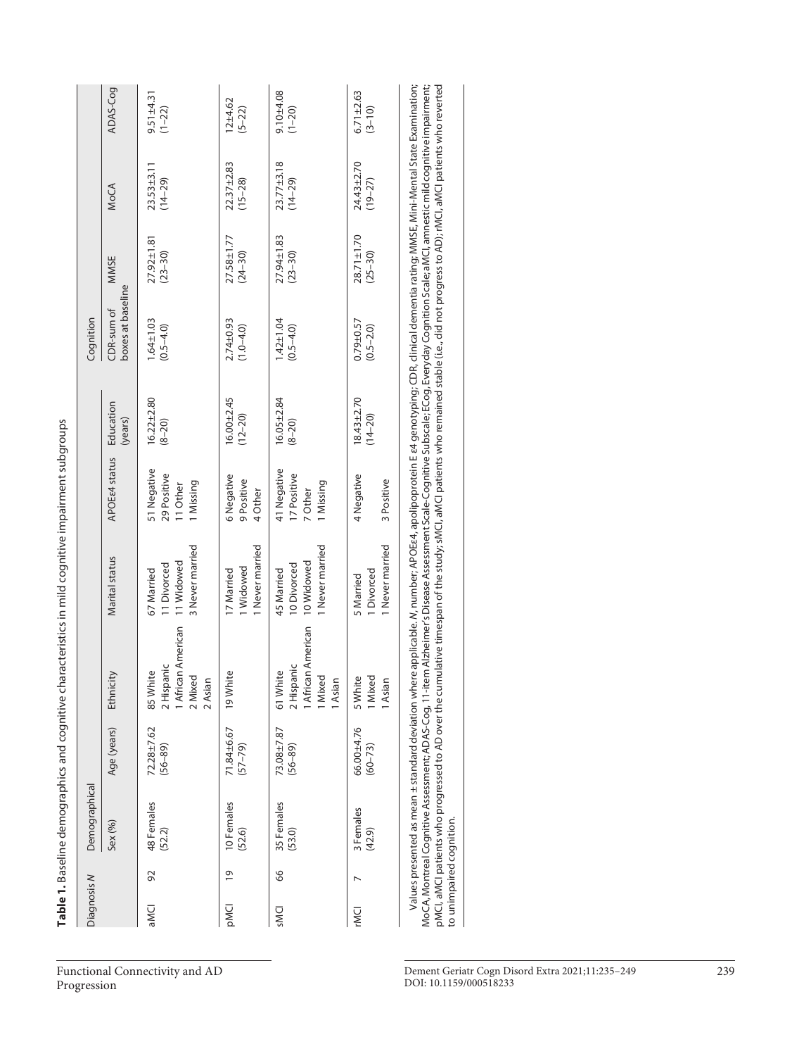**Table 1.** Baseline demographics and cognitive characteristics in mild cognitive impairment subgroups

| Diagnosis | N | Demographical | | | | | | Cognition | | | |
|---|---|---|---|---|---|---|---|---|---|---|---|
| | | Sex (%) | Age (years) | Ethnicity | Marital status | APOEε4 status | Education (years) | CDR-sum of boxes at baseline | MMSE | MoCA | ADAS-Cog |
| aMCI | 92 | 48 Females (52.2) | 72.28±7.62 (56–89) | 85 White<br>2 Hispanic<br>1 African American<br>2 Mixed<br>2 Asian | 67 Married<br>11 Divorced<br>11 Widowed<br>3 Never married | 51 Negative<br>29 Positive<br>11 Other<br>1 Missing | 16.22±2.80 (8–20) | 1.64±1.03 (0.5–4.0) | 27.92±1.81 (23–30) | 23.53±3.11 (14–29) | 9.51±4.31 (1–22) |
| pMCI | 19 | 10 Females (52.6) | 71.84±6.67 (57–79) | 19 White | 17 Married<br>1 Widowed<br>1 Never married | 6 Negative<br>9 Positive<br>4 Other | 16.00±2.45 (12–20) | 2.74±0.93 (1.0–4.0) | 27.58±1.77 (24–30) | 22.37±2.83 (15–28) | 12±4.62 (5–22) |
| sMCI | 66 | 35 Females (53.0) | 73.08±7.87 (56–89) | 61 White<br>2 Hispanic<br>1 African American<br>1 Mixed<br>1 Asian | 45 Married<br>10 Divorced<br>10 Widowed<br>1 Never married | 41 Negative<br>17 Positive<br>7 Other<br>1 Missing | 16.05±2.84 (8–20) | 1.42±1.04 (0.5–4.0) | 27.94±1.83 (23–30) | 23.77±3.18 (14–29) | 9.10±4.08 (1–20) |
| rMCI | 7 | 3 Females (42.9) | 66.00±4.76 (60–73) | 5 White<br>1 Mixed<br>1 Asian | 5 Married<br>1 Divorced<br>1 Never married | 4 Negative<br>3 Positive | 18.43±2.70 (14–20) | 0.79±0.57 (0.5–2.0) | 28.71±1.70 (25–30) | 24.43±2.70 (19–27) | 6.71±2.63 (3–10) |

Values presented as mean ± standard deviation where applicable. *N*, number; APOEε4, apolipoprotein E ε4 genotyping; CDR, clinical dementia rating; MMSE, Mini-Mental State Examination; MoCA, Montreal Cognitive Assessment; ADAS-Cog, 11-item Alzheimer's Disease Assessment Scale-Cognitive Subscale; ECog, Everyday Cognition Scale; aMCI, amnestic mild cognitive impairment; pMCI, aMCI patients who progressed to AD over the cumulative timespan of the study; sMCI, aMCI patients who remained stable (i.e., did not progress to AD); rMCI, aMCI patients who reverted to unimpaired cognition.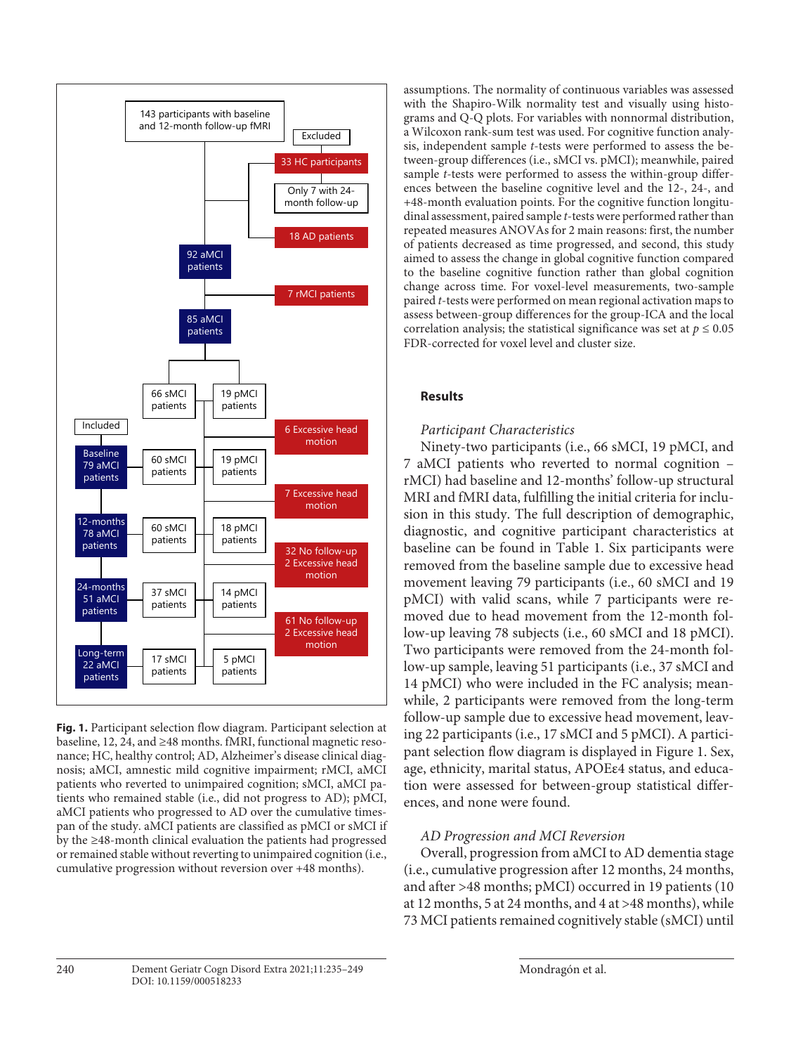Fig. 1. Participant selection flow diagram. Participant selection at baseline, 12, 24, and ≥48 months. fMRI, functional magnetic resonance; HC, healthy control; AD, Alzheimer's disease clinical diagnosis; aMCI, amnestic mild cognitive impairment; rMCI, aMCI patients who reverted to unimpaired cognition; sMCI, aMCI patients who remained stable (i.e., did not progress to AD); pMCI, aMCI patients who progressed to AD over the cumulative timespan of the study. aMCI patients are classified as pMCI or sMCI if by the ≥48-month clinical evaluation the patients had progressed or remained stable without reverting to unimpaired cognition (i.e., cumulative progression without reversion over +48 months).

assumptions. The normality of continuous variables was assessed with the Shapiro-Wilk normality test and visually using histograms and Q-Q plots. For variables with nonnormal distribution, a Wilcoxon rank-sum test was used. For cognitive function analysis, independent sample *t*-tests were performed to assess the between-group differences (i.e., sMCI vs. pMCI); meanwhile, paired sample *t*-tests were performed to assess the within-group differences between the baseline cognitive level and the 12-, 24-, and +48-month evaluation points. For the cognitive function longitudinal assessment, paired sample *t*-tests were performed rather than repeated measures ANOVAs for 2 main reasons: first, the number of patients decreased as time progressed, and second, this study aimed to assess the change in global cognitive function compared to the baseline cognitive function rather than global cognition change across time. For voxel-level measurements, two-sample paired *t*-tests were performed on mean regional activation maps to assess between-group differences for the group-ICA and the local correlation analysis; the statistical significance was set at $p \leq 0.05$ FDR-corrected for voxel level and cluster size.

## Results

### *Participant Characteristics*

Ninety-two participants (i.e., 66 sMCI, 19 pMCI, and 7 aMCI patients who reverted to normal cognition – rMCI) had baseline and 12-months' follow-up structural MRI and fMRI data, fulfilling the initial criteria for inclusion in this study. The full description of demographic, diagnostic, and cognitive participant characteristics at baseline can be found in Table 1. Six participants were removed from the baseline sample due to excessive head movement leaving 79 participants (i.e., 60 sMCI and 19 pMCI) with valid scans, while 7 participants were removed due to head movement from the 12-month follow-up leaving 78 subjects (i.e., 60 sMCI and 18 pMCI). Two participants were removed from the 24-month follow-up sample, leaving 51 participants (i.e., 37 sMCI and 14 pMCI) who were included in the FC analysis; meanwhile, 2 participants were removed from the long-term follow-up sample due to excessive head movement, leaving 22 participants (i.e., 17 sMCI and 5 pMCI). A participant selection flow diagram is displayed in Figure 1. Sex, age, ethnicity, marital status, APOEε4 status, and education were assessed for between-group statistical differences, and none were found.

### *AD Progression and MCI Reversion*

Overall, progression from aMCI to AD dementia stage (i.e., cumulative progression after 12 months, 24 months, and after >48 months; pMCI) occurred in 19 patients (10 at 12 months, 5 at 24 months, and 4 at >48 months), while 73 MCI patients remained cognitively stable (sMCI) until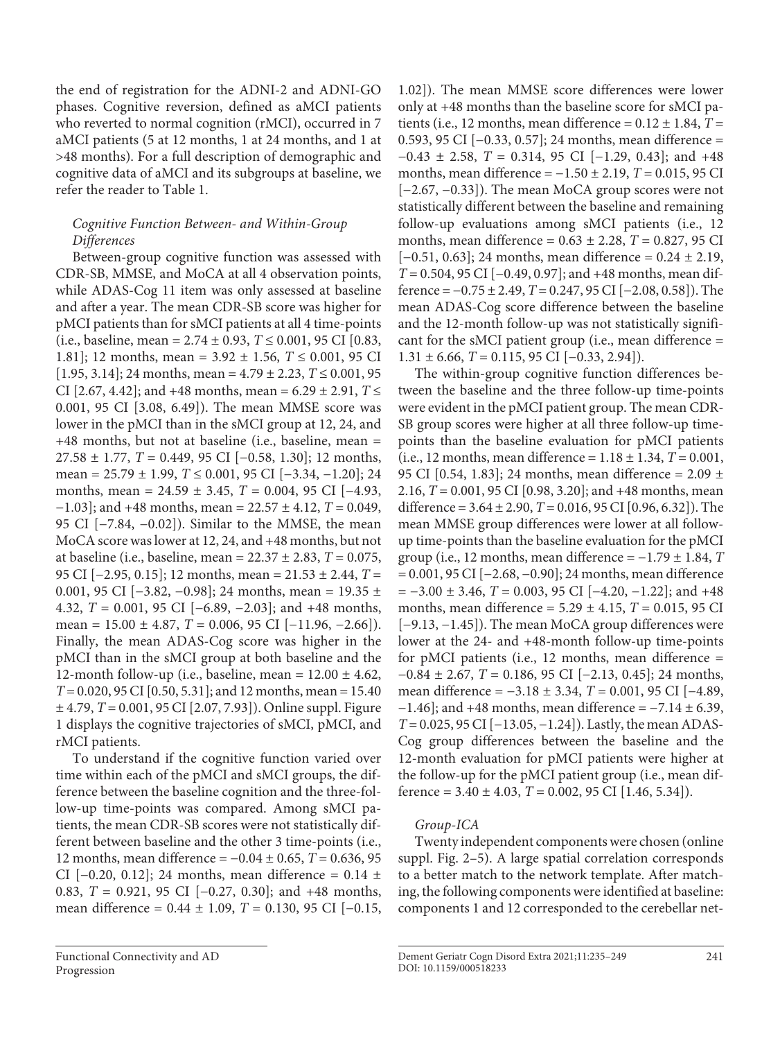the end of registration for the ADNI-2 and ADNI-GO phases. Cognitive reversion, defined as aMCI patients who reverted to normal cognition (rMCI), occurred in 7 aMCI patients (5 at 12 months, 1 at 24 months, and 1 at >48 months). For a full description of demographic and cognitive data of aMCI and its subgroups at baseline, we refer the reader to Table 1.

### *Cognitive Function Between- and Within-Group Differences*

Between-group cognitive function was assessed with CDR-SB, MMSE, and MoCA at all 4 observation points, while ADAS-Cog 11 item was only assessed at baseline and after a year. The mean CDR-SB score was higher for pMCI patients than for sMCI patients at all 4 time-points (i.e., baseline, mean = 2.74 ± 0.93, $T \leq 0.001$, 95 CI [0.83, 1.81]; 12 months, mean = 3.92 ± 1.56, $T \leq 0.001$, 95 CI [1.95, 3.14]; 24 months, mean = 4.79 ± 2.23, $T \leq 0.001$, 95 CI [2.67, 4.42]; and +48 months, mean = 6.29 ± 2.91, $T \leq 0.001$, 95 CI [3.08, 6.49]). The mean MMSE score was lower in the pMCI than in the sMCI group at 12, 24, and +48 months, but not at baseline (i.e., baseline, mean = 27.58 ± 1.77, $T = 0.449$, 95 CI [−0.58, 1.30]; 12 months, mean = 25.79 ± 1.99, $T \leq 0.001$, 95 CI [−3.34, −1.20]; 24 months, mean = 24.59 ± 3.45, $T = 0.004$, 95 CI [−4.93, −1.03]; and +48 months, mean = 22.57 ± 4.12, $T = 0.049$, 95 CI [−7.84, −0.02]). Similar to the MMSE, the mean MoCA score was lower at 12, 24, and +48 months, but not at baseline (i.e., baseline, mean = 22.37 ± 2.83, $T = 0.075$, 95 CI [−2.95, 0.15]; 12 months, mean = 21.53 ± 2.44, $T = 0.001$, 95 CI [−3.82, −0.98]; 24 months, mean = 19.35 ± 4.32, $T = 0.001$, 95 CI [−6.89, −2.03]; and +48 months, mean = 15.00 ± 4.87, $T = 0.006$, 95 CI [−11.96, −2.66]). Finally, the mean ADAS-Cog score was higher in the pMCI than in the sMCI group at both baseline and the 12-month follow-up (i.e., baseline, mean = 12.00 ± 4.62, $T = 0.020$, 95 CI [0.50, 5.31]; and 12 months, mean = 15.40 ± 4.79, $T = 0.001$, 95 CI [2.07, 7.93]). Online suppl. Figure 1 displays the cognitive trajectories of sMCI, pMCI, and rMCI patients.

To understand if the cognitive function varied over time within each of the pMCI and sMCI groups, the difference between the baseline cognition and the three-follow-up time-points was compared. Among sMCI patients, the mean CDR-SB scores were not statistically different between baseline and the other 3 time-points (i.e., 12 months, mean difference = −0.04 ± 0.65, $T = 0.636$, 95 CI [−0.20, 0.12]; 24 months, mean difference = 0.14 ± 0.83, $T = 0.921$, 95 CI [−0.27, 0.30]; and +48 months, mean difference = 0.44 ± 1.09, $T = 0.130$, 95 CI [−0.15, 1.02]). The mean MMSE score differences were lower only at +48 months than the baseline score for sMCI patients (i.e., 12 months, mean difference = 0.12 ± 1.84, $T = 0.593$, 95 CI [−0.33, 0.57]; 24 months, mean difference = −0.43 ± 2.58, $T = 0.314$, 95 CI [−1.29, 0.43]; and +48 months, mean difference = −1.50 ± 2.19, $T = 0.015$, 95 CI [−2.67, −0.33]). The mean MoCA group scores were not statistically different between the baseline and remaining follow-up evaluations among sMCI patients (i.e., 12 months, mean difference = 0.63 ± 2.28, $T = 0.827$, 95 CI [−0.51, 0.63]; 24 months, mean difference = 0.24 ± 2.19, $T = 0.504$, 95 CI [−0.49, 0.97]; and +48 months, mean difference = −0.75 ± 2.49, $T = 0.247$, 95 CI [−2.08, 0.58]). The mean ADAS-Cog score difference between the baseline and the 12-month follow-up was not statistically significant for the sMCI patient group (i.e., mean difference = 1.31 ± 6.66, $T = 0.115$, 95 CI [−0.33, 2.94]).

The within-group cognitive function differences between the baseline and the three follow-up time-points were evident in the pMCI patient group. The mean CDR-SB group scores were higher at all three follow-up time-points than the baseline evaluation for pMCI patients (i.e., 12 months, mean difference = 1.18 ± 1.34, $T = 0.001$, 95 CI [0.54, 1.83]; 24 months, mean difference = 2.09 ± 2.16, $T = 0.001$, 95 CI [0.98, 3.20]; and +48 months, mean difference = 3.64 ± 2.90, $T = 0.016$, 95 CI [0.96, 6.32]). The mean MMSE group differences were lower at all follow-up time-points than the baseline evaluation for the pMCI group (i.e., 12 months, mean difference = −1.79 ± 1.84, $T = 0.001$, 95 CI [−2.68, −0.90]; 24 months, mean difference = −3.00 ± 3.46, $T = 0.003$, 95 CI [−4.20, −1.22]; and +48 months, mean difference = 5.29 ± 4.15, $T = 0.015$, 95 CI [−9.13, −1.45]). The mean MoCA group differences were lower at the 24- and +48-month follow-up time-points for pMCI patients (i.e., 12 months, mean difference = −0.84 ± 2.67, $T = 0.186$, 95 CI [−2.13, 0.45]; 24 months, mean difference = −3.18 ± 3.34, $T = 0.001$, 95 CI [−4.89, −1.46]; and +48 months, mean difference = −7.14 ± 6.39, $T = 0.025$, 95 CI [−13.05, −1.24]). Lastly, the mean ADAS-Cog group differences between the baseline and the 12-month evaluation for pMCI patients were higher at the follow-up for the pMCI patient group (i.e., mean difference = 3.40 ± 4.03, $T = 0.002$, 95 CI [1.46, 5.34]).

### *Group-ICA*

Twenty independent components were chosen (online suppl. Fig. 2–5). A large spatial correlation corresponds to a better match to the network template. After matching, the following components were identified at baseline: components 1 and 12 corresponded to the cerebellar net-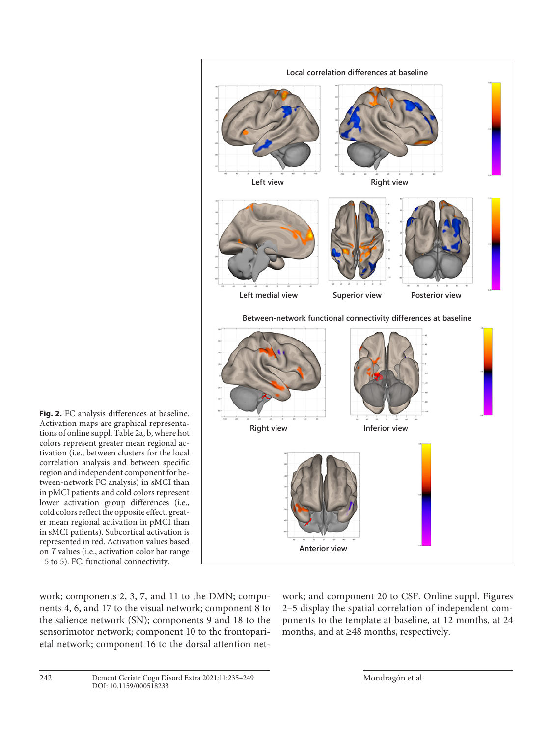**Fig. 2.** FC analysis differences at baseline. Activation maps are graphical representations of online suppl. Table 2a, b, where hot colors represent greater mean regional activation (i.e., between clusters for the local correlation analysis and between specific region and independent component for between-network FC analysis) in sMCI than in pMCI patients and cold colors represent lower activation group differences (i.e., cold colors reflect the opposite effect, greater mean regional activation in pMCI than in sMCI patients). Subcortical activation is represented in red. Activation values based on *T* values (i.e., activation color bar range −5 to 5). FC, functional connectivity.

work; components 2, 3, 7, and 11 to the DMN; components 4, 6, and 17 to the visual network; component 8 to the salience network (SN); components 9 and 18 to the sensorimotor network; component 10 to the frontoparietal network; component 16 to the dorsal attention network; and component 20 to CSF. Online suppl. Figures 2–5 display the spatial correlation of independent components to the template at baseline, at 12 months, at 24 months, and at ≥48 months, respectively.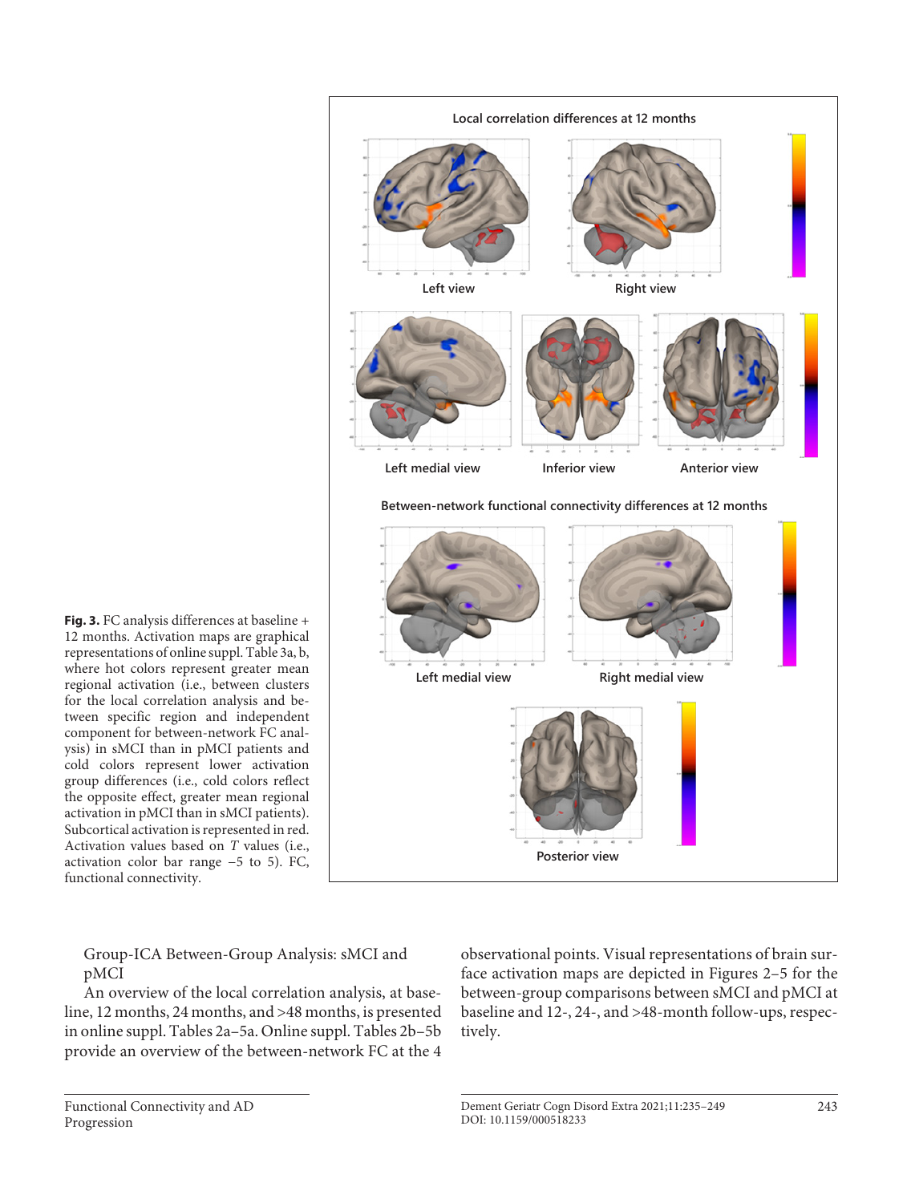**Fig. 3.** FC analysis differences at baseline + 12 months. Activation maps are graphical representations of online suppl. Table 3a, b, where hot colors represent greater mean regional activation (i.e., between clusters for the local correlation analysis and between specific region and independent component for between-network FC analysis) in sMCI than in pMCI patients and cold colors represent lower activation group differences (i.e., cold colors reflect the opposite effect, greater mean regional activation in pMCI than in sMCI patients). Subcortical activation is represented in red. Activation values based on *T* values (i.e., activation color bar range −5 to 5). FC, functional connectivity.

### Group-ICA Between-Group Analysis: sMCI and pMCI

An overview of the local correlation analysis, at baseline, 12 months, 24 months, and >48 months, is presented in online suppl. Tables 2a–5a. Online suppl. Tables 2b–5b provide an overview of the between-network FC at the 4 observational points. Visual representations of brain surface activation maps are depicted in Figures 2–5 for the between-group comparisons between sMCI and pMCI at baseline and 12-, 24-, and >48-month follow-ups, respectively.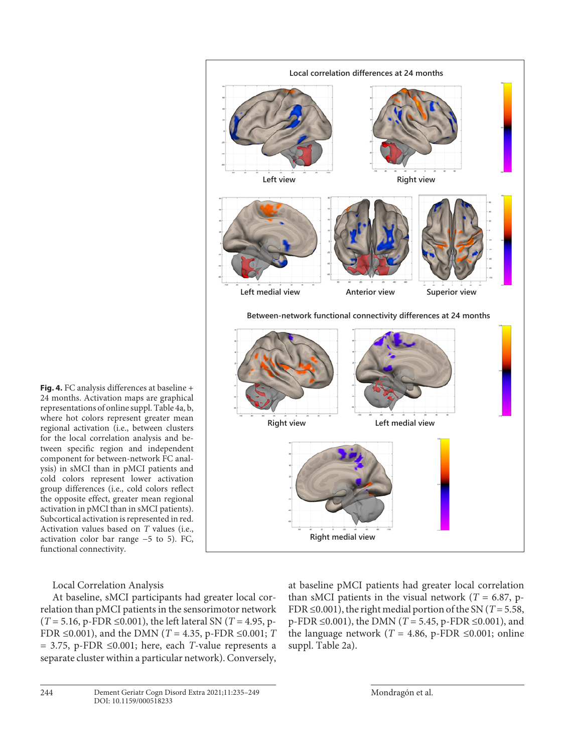**Fig. 4.** FC analysis differences at baseline + 24 months. Activation maps are graphical representations of online suppl. Table 4a, b, where hot colors represent greater mean regional activation (i.e., between clusters for the local correlation analysis and between specific region and independent component for between-network FC analysis) in sMCI than in pMCI patients and cold colors represent lower activation group differences (i.e., cold colors reflect the opposite effect, greater mean regional activation in pMCI than in sMCI patients). Subcortical activation is represented in red. Activation values based on *T* values (i.e., activation color bar range −5 to 5). FC, functional connectivity.

Local Correlation Analysis

At baseline, sMCI participants had greater local correlation than pMCI patients in the sensorimotor network ($T = 5.16$, p-FDR $\leq 0.001$), the left lateral SN ($T = 4.95$, p-FDR $\leq 0.001$), and the DMN ($T = 4.35$, p-FDR $\leq 0.001$; $T = 3.75$, p-FDR $\leq 0.001$; here, each *T*-value represents a separate cluster within a particular network). Conversely, at baseline pMCI patients had greater local correlation than sMCI patients in the visual network ($T = 6.87$, p-FDR $\leq 0.001$), the right medial portion of the SN ($T = 5.58$, p-FDR $\leq 0.001$), the DMN ($T = 5.45$, p-FDR $\leq 0.001$), and the language network ($T = 4.86$, p-FDR $\leq 0.001$; online suppl. Table 2a).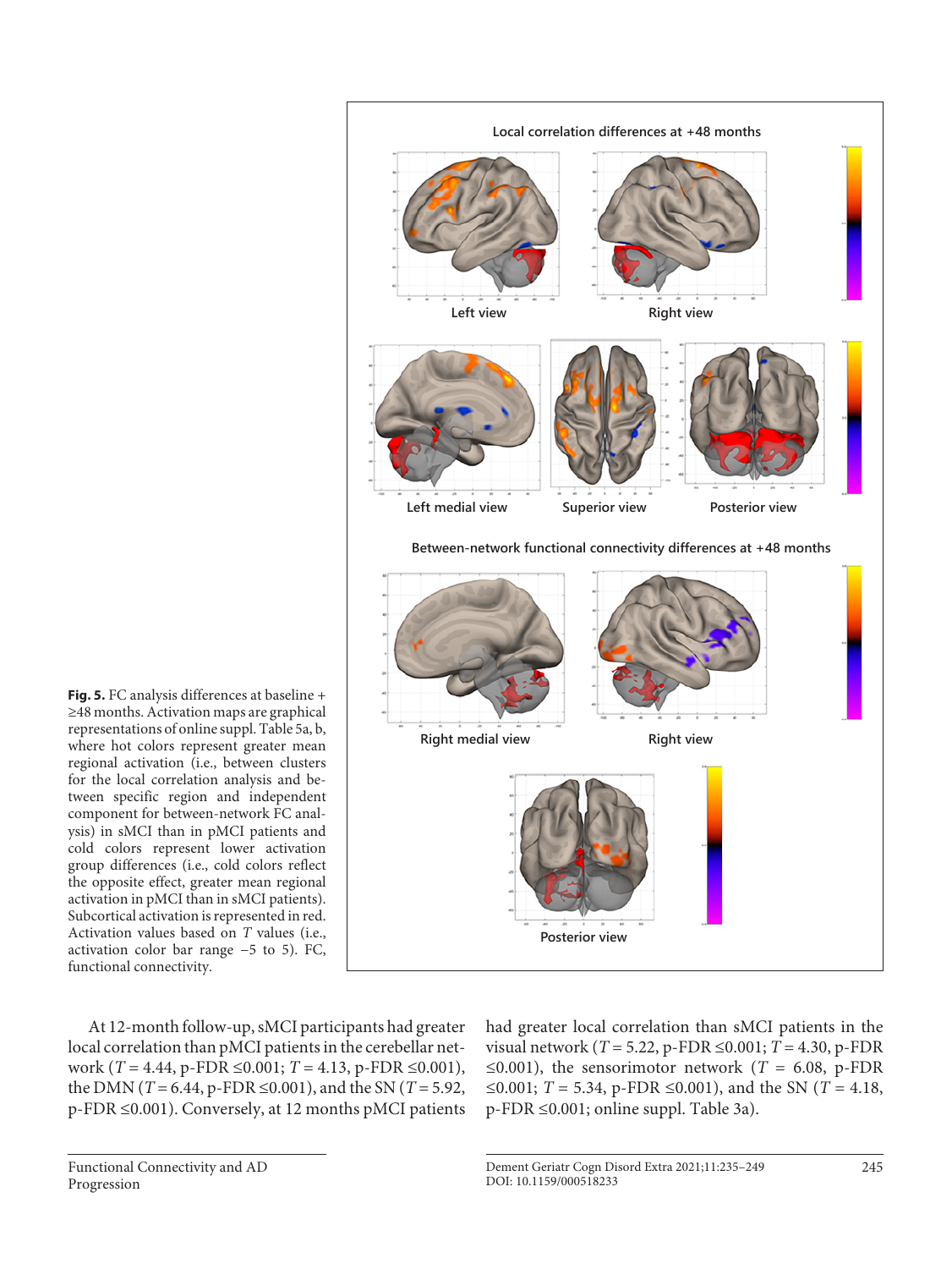**Fig. 5.** FC analysis differences at baseline + ≥48 months. Activation maps are graphical representations of online suppl. Table 5a, b, where hot colors represent greater mean regional activation (i.e., between clusters for the local correlation analysis and between specific region and independent component for between-network FC analysis) in sMCI than in pMCI patients and cold colors represent lower activation group differences (i.e., cold colors reflect the opposite effect, greater mean regional activation in pMCI than in sMCI patients). Subcortical activation is represented in red. Activation values based on $T$ values (i.e., activation color bar range −5 to 5). FC, functional connectivity.

At 12-month follow-up, sMCI participants had greater local correlation than pMCI patients in the cerebellar network ($T = 4.44$, p-FDR ≤0.001; $T = 4.13$, p-FDR ≤0.001), the DMN ($T = 6.44$, p-FDR ≤0.001), and the SN ($T = 5.92$, p-FDR ≤0.001). Conversely, at 12 months pMCI patients had greater local correlation than sMCI patients in the visual network ($T = 5.22$, p-FDR ≤0.001; $T = 4.30$, p-FDR ≤0.001), the sensorimotor network ($T = 6.08$, p-FDR ≤0.001; $T = 5.34$, p-FDR ≤0.001), and the SN ($T = 4.18$, p-FDR ≤0.001; online suppl. Table 3a).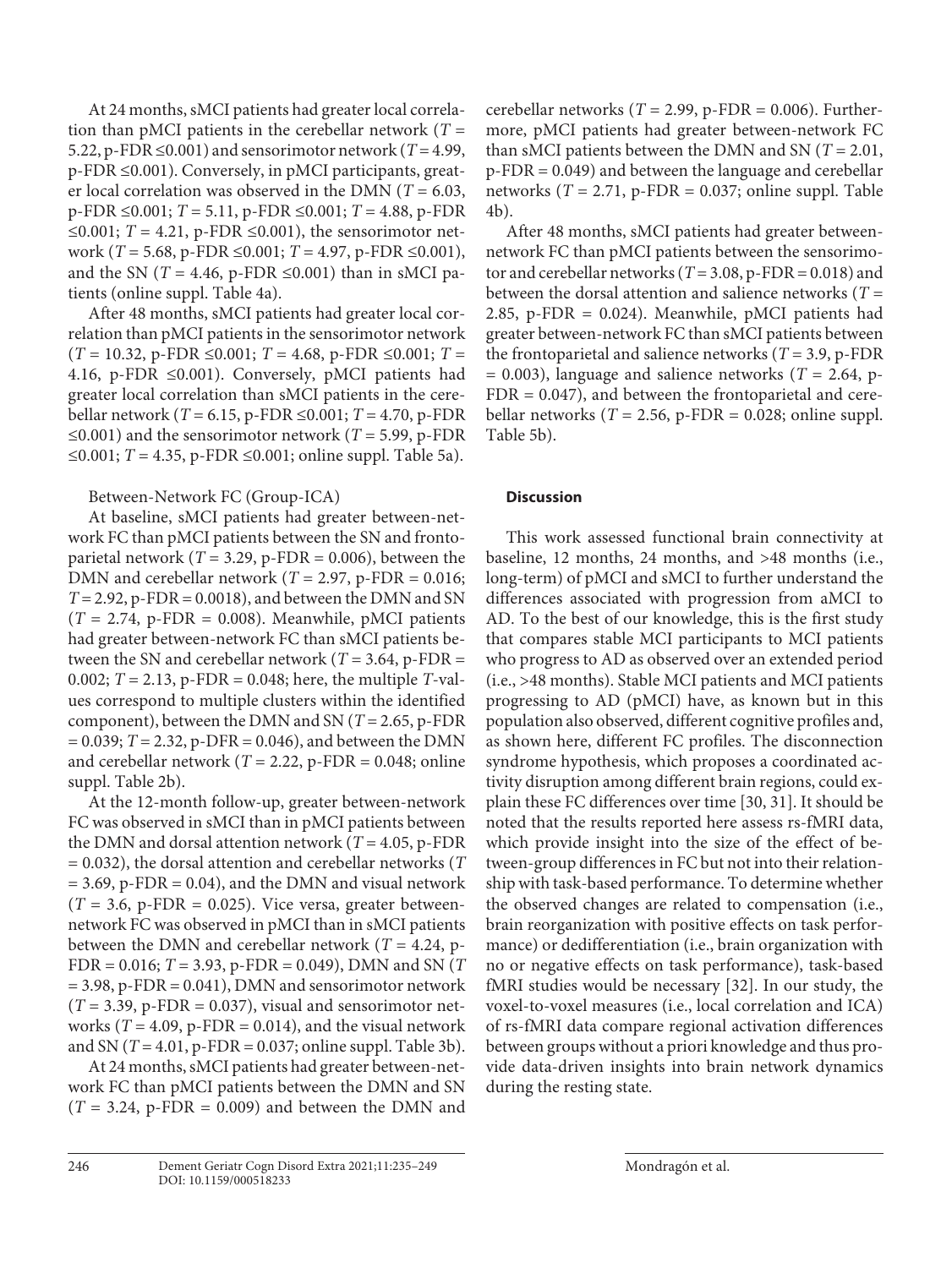At 24 months, sMCI patients had greater local correlation than pMCI patients in the cerebellar network ($T$ = 5.22, p-FDR ≤0.001) and sensorimotor network ($T$ = 4.99, p-FDR ≤0.001). Conversely, in pMCI participants, greater local correlation was observed in the DMN ($T$ = 6.03, p-FDR ≤0.001; $T$ = 5.11, p-FDR ≤0.001; $T$ = 4.88, p-FDR ≤0.001; $T$ = 4.21, p-FDR ≤0.001), the sensorimotor network ($T$ = 5.68, p-FDR ≤0.001; $T$ = 4.97, p-FDR ≤0.001), and the SN ($T$ = 4.46, p-FDR ≤0.001) than in sMCI patients (online suppl. Table 4a).

After 48 months, sMCI patients had greater local correlation than pMCI patients in the sensorimotor network ($T$ = 10.32, p-FDR ≤0.001; $T$ = 4.68, p-FDR ≤0.001; $T$ = 4.16, p-FDR ≤0.001). Conversely, pMCI patients had greater local correlation than sMCI patients in the cerebellar network ($T$ = 6.15, p-FDR ≤0.001; $T$ = 4.70, p-FDR ≤0.001) and the sensorimotor network ($T$ = 5.99, p-FDR ≤0.001; $T$ = 4.35, p-FDR ≤0.001; online suppl. Table 5a).

Between-Network FC (Group-ICA)

At baseline, sMCI patients had greater between-network FC than pMCI patients between the SN and frontoparietal network ($T$ = 3.29, p-FDR = 0.006), between the DMN and cerebellar network ($T$ = 2.97, p-FDR = 0.016; $T$ = 2.92, p-FDR = 0.0018), and between the DMN and SN ($T$ = 2.74, p-FDR = 0.008). Meanwhile, pMCI patients had greater between-network FC than sMCI patients between the SN and cerebellar network ($T$ = 3.64, p-FDR = 0.002; $T$ = 2.13, p-FDR = 0.048; here, the multiple $T$-values correspond to multiple clusters within the identified component), between the DMN and SN ($T$ = 2.65, p-FDR = 0.039; $T$ = 2.32, p-DFR = 0.046), and between the DMN and cerebellar network ($T$ = 2.22, p-FDR = 0.048; online suppl. Table 2b).

At the 12-month follow-up, greater between-network FC was observed in sMCI than in pMCI patients between the DMN and dorsal attention network ($T$ = 4.05, p-FDR = 0.032), the dorsal attention and cerebellar networks ($T$ = 3.69, p-FDR = 0.04), and the DMN and visual network ($T$ = 3.6, p-FDR = 0.025). Vice versa, greater between-network FC was observed in pMCI than in sMCI patients between the DMN and cerebellar network ($T$ = 4.24, p-FDR = 0.016; $T$ = 3.93, p-FDR = 0.049), DMN and SN ($T$ = 3.98, p-FDR = 0.041), DMN and sensorimotor network ($T$ = 3.39, p-FDR = 0.037), visual and sensorimotor networks ($T$ = 4.09, p-FDR = 0.014), and the visual network and SN ($T$ = 4.01, p-FDR = 0.037; online suppl. Table 3b).

At 24 months, sMCI patients had greater between-network FC than pMCI patients between the DMN and SN ($T$ = 3.24, p-FDR = 0.009) and between the DMN and cerebellar networks ($T$ = 2.99, p-FDR = 0.006). Furthermore, pMCI patients had greater between-network FC than sMCI patients between the DMN and SN ($T$ = 2.01, p-FDR = 0.049) and between the language and cerebellar networks ($T$ = 2.71, p-FDR = 0.037; online suppl. Table 4b).

After 48 months, sMCI patients had greater between-network FC than pMCI patients between the sensorimotor and cerebellar networks ($T$ = 3.08, p-FDR = 0.018) and between the dorsal attention and salience networks ($T$ = 2.85, p-FDR = 0.024). Meanwhile, pMCI patients had greater between-network FC than sMCI patients between the frontoparietal and salience networks ($T$ = 3.9, p-FDR = 0.003), language and salience networks ($T$ = 2.64, p-FDR = 0.047), and between the frontoparietal and cerebellar networks ($T$ = 2.56, p-FDR = 0.028; online suppl. Table 5b).

## Discussion

This work assessed functional brain connectivity at baseline, 12 months, 24 months, and >48 months (i.e., long-term) of pMCI and sMCI to further understand the differences associated with progression from aMCI to AD. To the best of our knowledge, this is the first study that compares stable MCI participants to MCI patients who progress to AD as observed over an extended period (i.e., >48 months). Stable MCI patients and MCI patients progressing to AD (pMCI) have, as known but in this population also observed, different cognitive profiles and, as shown here, different FC profiles. The disconnection syndrome hypothesis, which proposes a coordinated activity disruption among different brain regions, could explain these FC differences over time [30, 31]. It should be noted that the results reported here assess rs-fMRI data, which provide insight into the size of the effect of between-group differences in FC but not into their relationship with task-based performance. To determine whether the observed changes are related to compensation (i.e., brain reorganization with positive effects on task performance) or dedifferentiation (i.e., brain organization with no or negative effects on task performance), task-based fMRI studies would be necessary [32]. In our study, the voxel-to-voxel measures (i.e., local correlation and ICA) of rs-fMRI data compare regional activation differences between groups without a priori knowledge and thus provide data-driven insights into brain network dynamics during the resting state.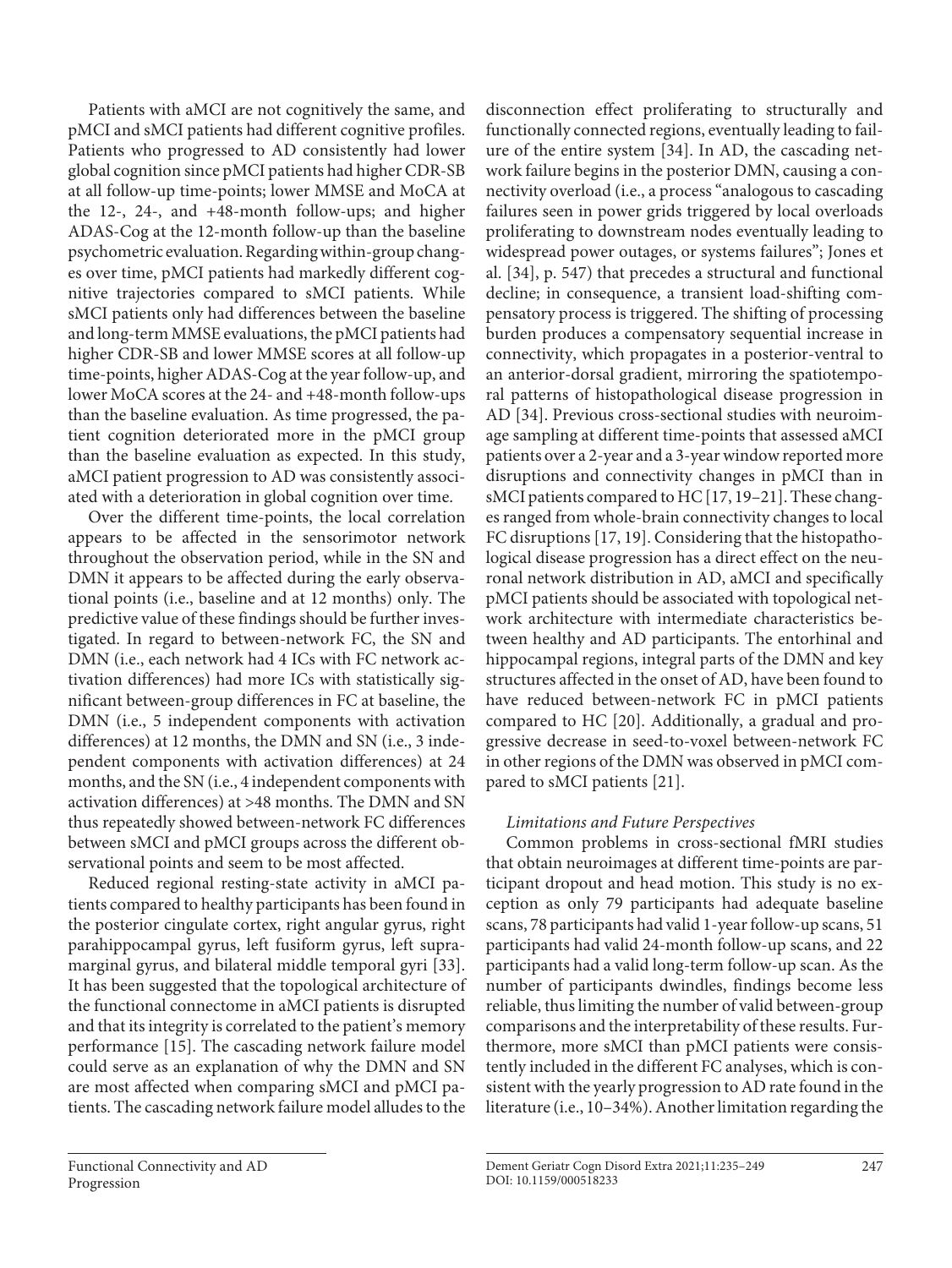Patients with aMCI are not cognitively the same, and pMCI and sMCI patients had different cognitive profiles. Patients who progressed to AD consistently had lower global cognition since pMCI patients had higher CDR-SB at all follow-up time-points; lower MMSE and MoCA at the 12-, 24-, and +48-month follow-ups; and higher ADAS-Cog at the 12-month follow-up than the baseline psychometric evaluation. Regarding within-group changes over time, pMCI patients had markedly different cognitive trajectories compared to sMCI patients. While sMCI patients only had differences between the baseline and long-term MMSE evaluations, the pMCI patients had higher CDR-SB and lower MMSE scores at all follow-up time-points, higher ADAS-Cog at the year follow-up, and lower MoCA scores at the 24- and +48-month follow-ups than the baseline evaluation. As time progressed, the patient cognition deteriorated more in the pMCI group than the baseline evaluation as expected. In this study, aMCI patient progression to AD was consistently associated with a deterioration in global cognition over time.

Over the different time-points, the local correlation appears to be affected in the sensorimotor network throughout the observation period, while in the SN and DMN it appears to be affected during the early observational points (i.e., baseline and at 12 months) only. The predictive value of these findings should be further investigated. In regard to between-network FC, the SN and DMN (i.e., each network had 4 ICs with FC network activation differences) had more ICs with statistically significant between-group differences in FC at baseline, the DMN (i.e., 5 independent components with activation differences) at 12 months, the DMN and SN (i.e., 3 independent components with activation differences) at 24 months, and the SN (i.e., 4 independent components with activation differences) at >48 months. The DMN and SN thus repeatedly showed between-network FC differences between sMCI and pMCI groups across the different observational points and seem to be most affected.

Reduced regional resting-state activity in aMCI patients compared to healthy participants has been found in the posterior cingulate cortex, right angular gyrus, right parahippocampal gyrus, left fusiform gyrus, left supramarginal gyrus, and bilateral middle temporal gyri [33]. It has been suggested that the topological architecture of the functional connectome in aMCI patients is disrupted and that its integrity is correlated to the patient's memory performance [15]. The cascading network failure model could serve as an explanation of why the DMN and SN are most affected when comparing sMCI and pMCI patients. The cascading network failure model alludes to the disconnection effect proliferating to structurally and functionally connected regions, eventually leading to failure of the entire system [34]. In AD, the cascading network failure begins in the posterior DMN, causing a connectivity overload (i.e., a process "analogous to cascading failures seen in power grids triggered by local overloads proliferating to downstream nodes eventually leading to widespread power outages, or systems failures"; Jones et al. [34], p. 547) that precedes a structural and functional decline; in consequence, a transient load-shifting compensatory process is triggered. The shifting of processing burden produces a compensatory sequential increase in connectivity, which propagates in a posterior-ventral to an anterior-dorsal gradient, mirroring the spatiotemporal patterns of histopathological disease progression in AD [34]. Previous cross-sectional studies with neuroimage sampling at different time-points that assessed aMCI patients over a 2-year and a 3-year window reported more disruptions and connectivity changes in pMCI than in sMCI patients compared to HC [17, 19–21]. These changes ranged from whole-brain connectivity changes to local FC disruptions [17, 19]. Considering that the histopathological disease progression has a direct effect on the neuronal network distribution in AD, aMCI and specifically pMCI patients should be associated with topological network architecture with intermediate characteristics between healthy and AD participants. The entorhinal and hippocampal regions, integral parts of the DMN and key structures affected in the onset of AD, have been found to have reduced between-network FC in pMCI patients compared to HC [20]. Additionally, a gradual and progressive decrease in seed-to-voxel between-network FC in other regions of the DMN was observed in pMCI compared to sMCI patients [21].

### *Limitations and Future Perspectives*

Common problems in cross-sectional fMRI studies that obtain neuroimages at different time-points are participant dropout and head motion. This study is no exception as only 79 participants had adequate baseline scans, 78 participants had valid 1-year follow-up scans, 51 participants had valid 24-month follow-up scans, and 22 participants had a valid long-term follow-up scan. As the number of participants dwindles, findings become less reliable, thus limiting the number of valid between-group comparisons and the interpretability of these results. Furthermore, more sMCI than pMCI patients were consistently included in the different FC analyses, which is consistent with the yearly progression to AD rate found in the literature (i.e., 10–34%). Another limitation regarding the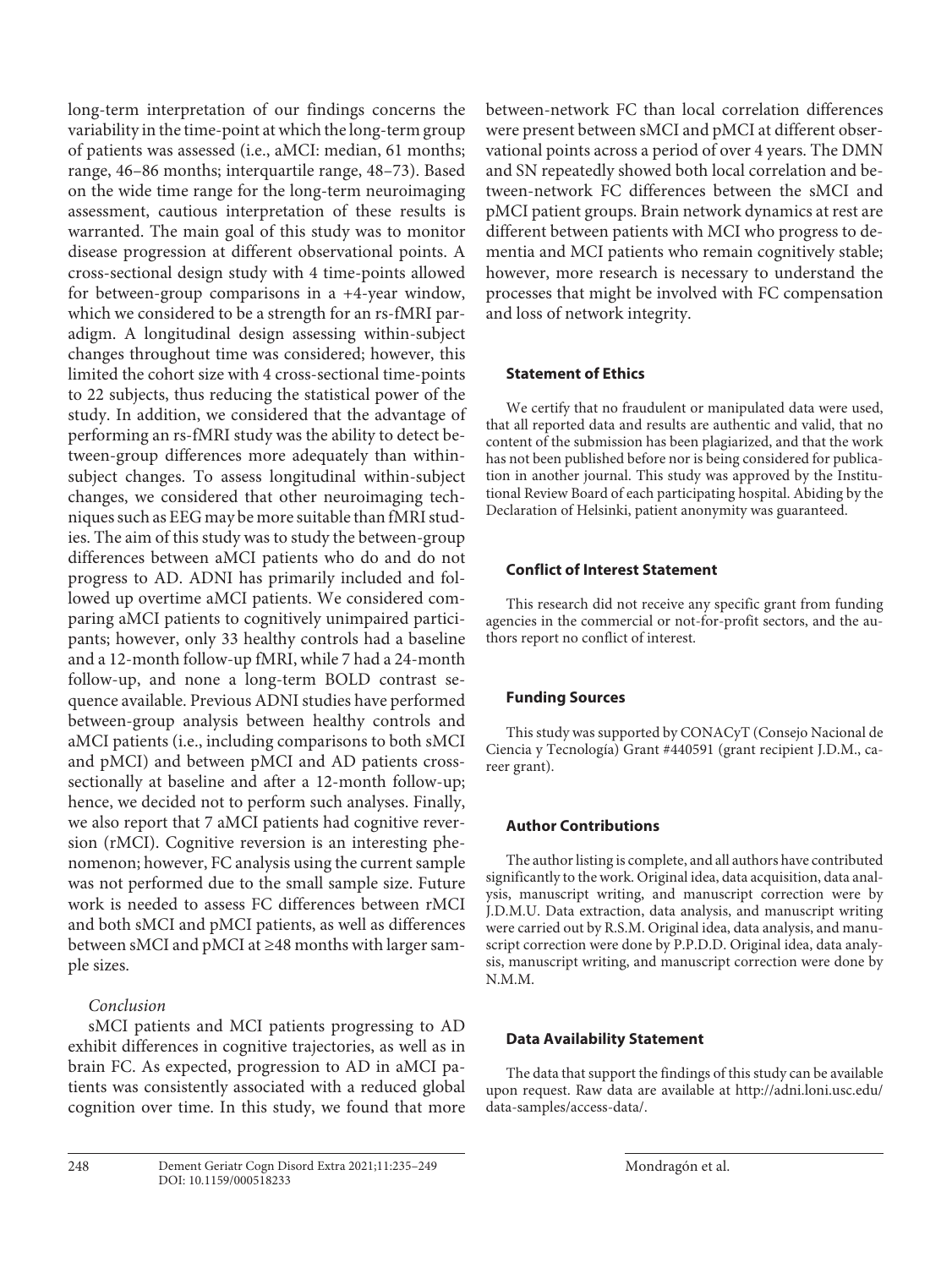long-term interpretation of our findings concerns the variability in the time-point at which the long-term group of patients was assessed (i.e., aMCI: median, 61 months; range, 46–86 months; interquartile range, 48–73). Based on the wide time range for the long-term neuroimaging assessment, cautious interpretation of these results is warranted. The main goal of this study was to monitor disease progression at different observational points. A cross-sectional design study with 4 time-points allowed for between-group comparisons in a +4-year window, which we considered to be a strength for an rs-fMRI paradigm. A longitudinal design assessing within-subject changes throughout time was considered; however, this limited the cohort size with 4 cross-sectional time-points to 22 subjects, thus reducing the statistical power of the study. In addition, we considered that the advantage of performing an rs-fMRI study was the ability to detect between-group differences more adequately than within-subject changes. To assess longitudinal within-subject changes, we considered that other neuroimaging techniques such as EEG may be more suitable than fMRI studies. The aim of this study was to study the between-group differences between aMCI patients who do and do not progress to AD. ADNI has primarily included and followed up overtime aMCI patients. We considered comparing aMCI patients to cognitively unimpaired participants; however, only 33 healthy controls had a baseline and a 12-month follow-up fMRI, while 7 had a 24-month follow-up, and none a long-term BOLD contrast sequence available. Previous ADNI studies have performed between-group analysis between healthy controls and aMCI patients (i.e., including comparisons to both sMCI and pMCI) and between pMCI and AD patients cross-sectionally at baseline and after a 12-month follow-up; hence, we decided not to perform such analyses. Finally, we also report that 7 aMCI patients had cognitive reversion (rMCI). Cognitive reversion is an interesting phenomenon; however, FC analysis using the current sample was not performed due to the small sample size. Future work is needed to assess FC differences between rMCI and both sMCI and pMCI patients, as well as differences between sMCI and pMCI at ≥48 months with larger sample sizes.

*Conclusion*

sMCI patients and MCI patients progressing to AD exhibit differences in cognitive trajectories, as well as in brain FC. As expected, progression to AD in aMCI patients was consistently associated with a reduced global cognition over time. In this study, we found that more between-network FC than local correlation differences were present between sMCI and pMCI at different observational points across a period of over 4 years. The DMN and SN repeatedly showed both local correlation and between-network FC differences between the sMCI and pMCI patient groups. Brain network dynamics at rest are different between patients with MCI who progress to dementia and MCI patients who remain cognitively stable; however, more research is necessary to understand the processes that might be involved with FC compensation and loss of network integrity.

## Statement of Ethics

We certify that no fraudulent or manipulated data were used, that all reported data and results are authentic and valid, that no content of the submission has been plagiarized, and that the work has not been published before nor is being considered for publication in another journal. This study was approved by the Institutional Review Board of each participating hospital. Abiding by the Declaration of Helsinki, patient anonymity was guaranteed.

## Conflict of Interest Statement

This research did not receive any specific grant from funding agencies in the commercial or not-for-profit sectors, and the authors report no conflict of interest.

## Funding Sources

This study was supported by CONACyT (Consejo Nacional de Ciencia y Tecnología) Grant #440591 (grant recipient J.D.M., career grant).

## Author Contributions

The author listing is complete, and all authors have contributed significantly to the work. Original idea, data acquisition, data analysis, manuscript writing, and manuscript correction were by J.D.M.U. Data extraction, data analysis, and manuscript writing were carried out by R.S.M. Original idea, data analysis, and manuscript correction were done by P.P.D.D. Original idea, data analysis, manuscript writing, and manuscript correction were done by N.M.M.

## Data Availability Statement

The data that support the findings of this study can be available upon request. Raw data are available at http://adni.loni.usc.edu/data-samples/access-data/.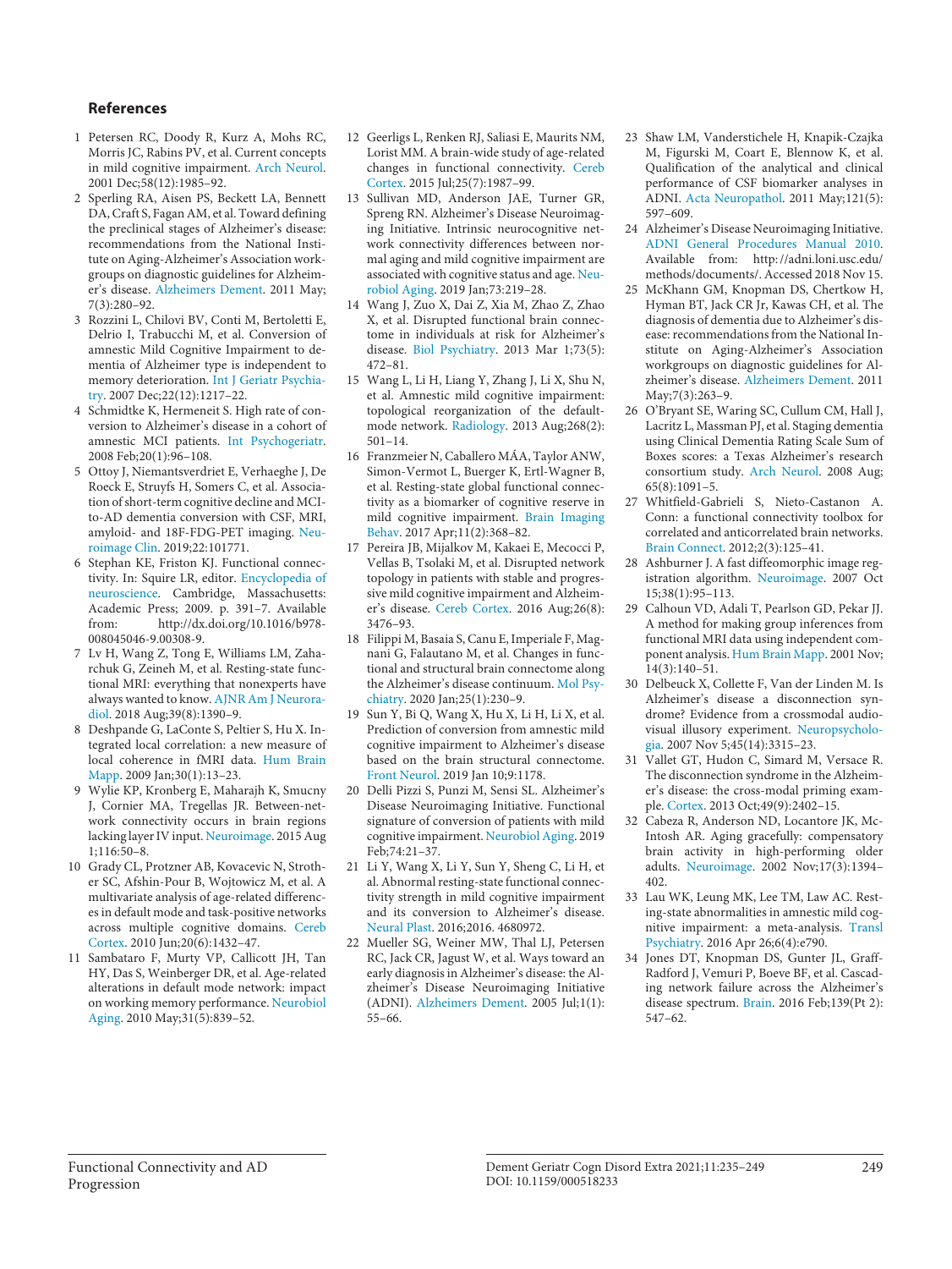## References

1. Petersen RC, Doody R, Kurz A, Mohs RC, Morris JC, Rabins PV, et al. Current concepts in mild cognitive impairment. Arch Neurol. 2001 Dec;58(12):1985–92.
2. Sperling RA, Aisen PS, Beckett LA, Bennett DA, Craft S, Fagan AM, et al. Toward defining the preclinical stages of Alzheimer's disease: recommendations from the National Institute on Aging-Alzheimer's Association workgroups on diagnostic guidelines for Alzheimer's disease. Alzheimers Dement. 2011 May;7(3):280–92.
3. Rozzini L, Chilovi BV, Conti M, Bertoletti E, Delrio I, Trabucchi M, et al. Conversion of amnestic Mild Cognitive Impairment to dementia of Alzheimer type is independent to memory deterioration. Int J Geriatr Psychiatry. 2007 Dec;22(12):1217–22.
4. Schmidtke K, Hermeneit S. High rate of conversion to Alzheimer's disease in a cohort of amnestic MCI patients. Int Psychogeriatr. 2008 Feb;20(1):96–108.
5. Ottoy J, Niemantsverdriet E, Verhaeghe J, De Roeck E, Struyfs H, Somers C, et al. Association of short-term cognitive decline and MCI-to-AD dementia conversion with CSF, MRI, amyloid- and 18F-FDG-PET imaging. Neuroimage Clin. 2019;22:101771.
6. Stephan KE, Friston KJ. Functional connectivity. In: Squire LR, editor. Encyclopedia of neuroscience. Cambridge, Massachusetts: Academic Press; 2009. p. 391–7. Available from: http://dx.doi.org/10.1016/b978-008045046-9.00308-9.
7. Lv H, Wang Z, Tong E, Williams LM, Zaharchuk G, Zeineh M, et al. Resting-state functional MRI: everything that nonexperts have always wanted to know. AJNR Am J Neuroradiol. 2018 Aug;39(8):1390–9.
8. Deshpande G, LaConte S, Peltier S, Hu X. Integrated local correlation: a new measure of local coherence in fMRI data. Hum Brain Mapp. 2009 Jan;30(1):13–23.
9. Wylie KP, Kronberg E, Maharajh K, Smucny J, Cornier MA, Tregellas JR. Between-network connectivity occurs in brain regions lacking layer IV input. Neuroimage. 2015 Aug 1;116:50–8.
10. Grady CL, Protzner AB, Kovacevic N, Strother SC, Afshin-Pour B, Wojtowicz M, et al. A multivariate analysis of age-related differences in default mode and task-positive networks across multiple cognitive domains. Cereb Cortex. 2010 Jun;20(6):1432–47.
11. Sambataro F, Murty VP, Callicott JH, Tan HY, Das S, Weinberger DR, et al. Age-related alterations in default mode network: impact on working memory performance. Neurobiol Aging. 2010 May;31(5):839–52.
12. Geerligs L, Renken RJ, Saliasi E, Maurits NM, Lorist MM. A brain-wide study of age-related changes in functional connectivity. Cereb Cortex. 2015 Jul;25(7):1987–99.
13. Sullivan MD, Anderson JAE, Turner GR, Spreng RN. Alzheimer's Disease Neuroimaging Initiative. Intrinsic neurocognitive network connectivity differences between normal aging and mild cognitive impairment are associated with cognitive status and age. Neurobiol Aging. 2019 Jan;73:219–28.
14. Wang J, Zuo X, Dai Z, Xia M, Zhao Z, Zhao X, et al. Disrupted functional brain connectome in individuals at risk for Alzheimer's disease. Biol Psychiatry. 2013 Mar 1;73(5):472–81.
15. Wang L, Li H, Liang Y, Zhang J, Li X, Shu N, et al. Amnestic mild cognitive impairment: topological reorganization of the default-mode network. Radiology. 2013 Aug;268(2):501–14.
16. Franzmeier N, Caballero MÁA, Taylor ANW, Simon-Vermot L, Buerger K, Ertl-Wagner B, et al. Resting-state global functional connectivity as a biomarker of cognitive reserve in mild cognitive impairment. Brain Imaging Behav. 2017 Apr;11(2):368–82.
17. Pereira JB, Mijalkov M, Kakaei E, Mecocci P, Vellas B, Tsolaki M, et al. Disrupted network topology in patients with stable and progressive mild cognitive impairment and Alzheimer's disease. Cereb Cortex. 2016 Aug;26(8):3476–93.
18. Filippi M, Basaia S, Canu E, Imperiale F, Magnani G, Falautano M, et al. Changes in functional and structural brain connectome along the Alzheimer's disease continuum. Mol Psychiatry. 2020 Jan;25(1):230–9.
19. Sun Y, Bi Q, Wang X, Hu X, Li H, Li X, et al. Prediction of conversion from amnestic mild cognitive impairment to Alzheimer's disease based on the brain structural connectome. Front Neurol. 2019 Jan 10;9:1178.
20. Delli Pizzi S, Punzi M, Sensi SL. Alzheimer's Disease Neuroimaging Initiative. Functional signature of conversion of patients with mild cognitive impairment. Neurobiol Aging. 2019 Feb;74:21–37.
21. Li Y, Wang X, Li Y, Sun Y, Sheng C, Li H, et al. Abnormal resting-state functional connectivity strength in mild cognitive impairment and its conversion to Alzheimer's disease. Neural Plast. 2016;2016. 4680972.
22. Mueller SG, Weiner MW, Thal LJ, Petersen RC, Jack CR, Jagust W, et al. Ways toward an early diagnosis in Alzheimer's disease: the Alzheimer's Disease Neuroimaging Initiative (ADNI). Alzheimers Dement. 2005 Jul;1(1):55–66.
23. Shaw LM, Vanderstichele H, Knapik-Czajka M, Figurski M, Coart E, Blennow K, et al. Qualification of the analytical and clinical performance of CSF biomarker analyses in ADNI. Acta Neuropathol. 2011 May;121(5):597–609.
24. Alzheimer's Disease Neuroimaging Initiative. ADNI General Procedures Manual 2010. Available from: http://adni.loni.usc.edu/methods/documents/. Accessed 2018 Nov 15.
25. McKhann GM, Knopman DS, Chertkow H, Hyman BT, Jack CR Jr, Kawas CH, et al. The diagnosis of dementia due to Alzheimer's disease: recommendations from the National Institute on Aging-Alzheimer's Association workgroups on diagnostic guidelines for Alzheimer's disease. Alzheimers Dement. 2011 May;7(3):263–9.
26. O'Bryant SE, Waring SC, Cullum CM, Hall J, Lacritz L, Massman PJ, et al. Staging dementia using Clinical Dementia Rating Scale Sum of Boxes scores: a Texas Alzheimer's research consortium study. Arch Neurol. 2008 Aug;65(8):1091–5.
27. Whitfield-Gabrieli S, Nieto-Castanon A. Conn: a functional connectivity toolbox for correlated and anticorrelated brain networks. Brain Connect. 2012;2(3):125–41.
28. Ashburner J. A fast diffeomorphic image registration algorithm. Neuroimage. 2007 Oct 15;38(1):95–113.
29. Calhoun VD, Adali T, Pearlson GD, Pekar JJ. A method for making group inferences from functional MRI data using independent component analysis. Hum Brain Mapp. 2001 Nov;14(3):140–51.
30. Delbeuck X, Collette F, Van der Linden M. Is Alzheimer's disease a disconnection syndrome? Evidence from a crossmodal audio-visual illusory experiment. Neuropsychologia. 2007 Nov 5;45(14):3315–23.
31. Vallet GT, Hudon C, Simard M, Versace R. The disconnection syndrome in the Alzheimer's disease: the cross-modal priming example. Cortex. 2013 Oct;49(9):2402–15.
32. Cabeza R, Anderson ND, Locantore JK, McIntosh AR. Aging gracefully: compensatory brain activity in high-performing older adults. Neuroimage. 2002 Nov;17(3):1394–402.
33. Lau WK, Leung MK, Lee TM, Law AC. Resting-state abnormalities in amnestic mild cognitive impairment: a meta-analysis. Transl Psychiatry. 2016 Apr 26;6(4):e790.
34. Jones DT, Knopman DS, Gunter JL, Graff-Radford J, Vemuri P, Boeve BF, et al. Cascading network failure across the Alzheimer's disease spectrum. Brain. 2016 Feb;139(Pt 2):547–62.